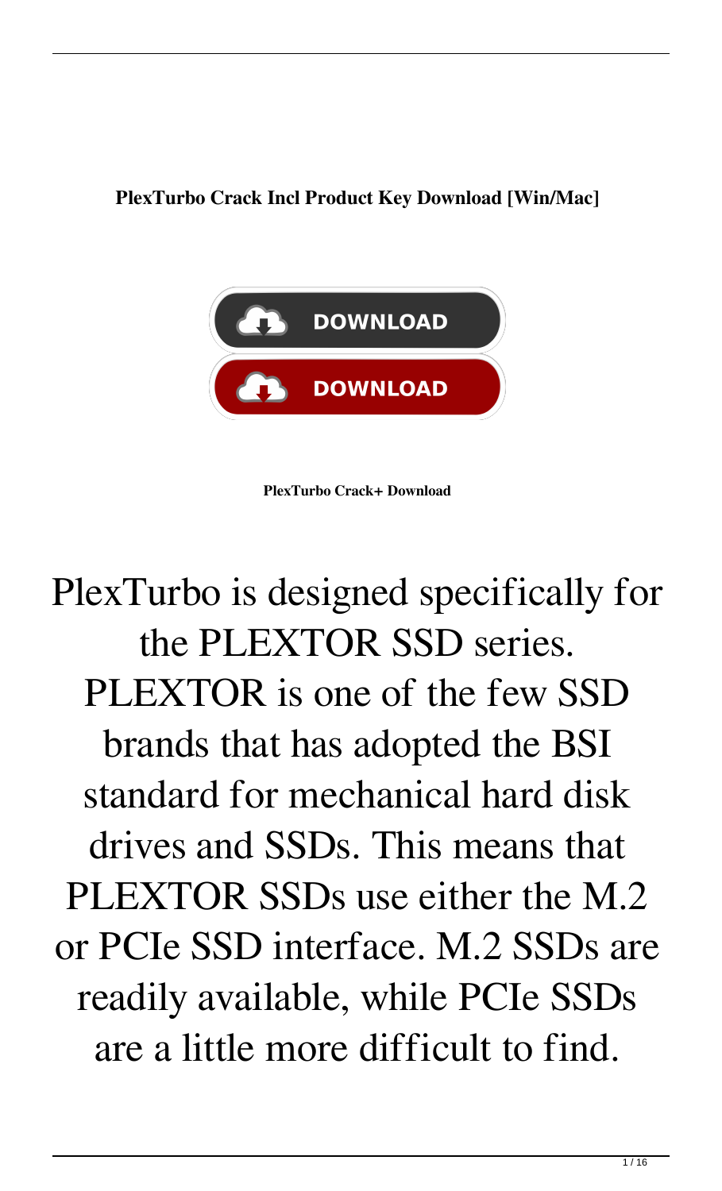**PlexTurbo Crack Incl Product Key Download [Win/Mac]**

DOWNLOAD

DOWNLOAD

**PlexTurbo Crack+ Download**

PlexTurbo is designed specifically for the PLEXTOR SSD series. PLEXTOR is one of the few SSD brands that has adopted the BSI standard for mechanical hard disk drives and SSDs. This means that PLEXTOR SSDs use either the M.2 or PCIe SSD interface. M.2 SSDs are readily available, while PCIe SSDs are a little more difficult to find.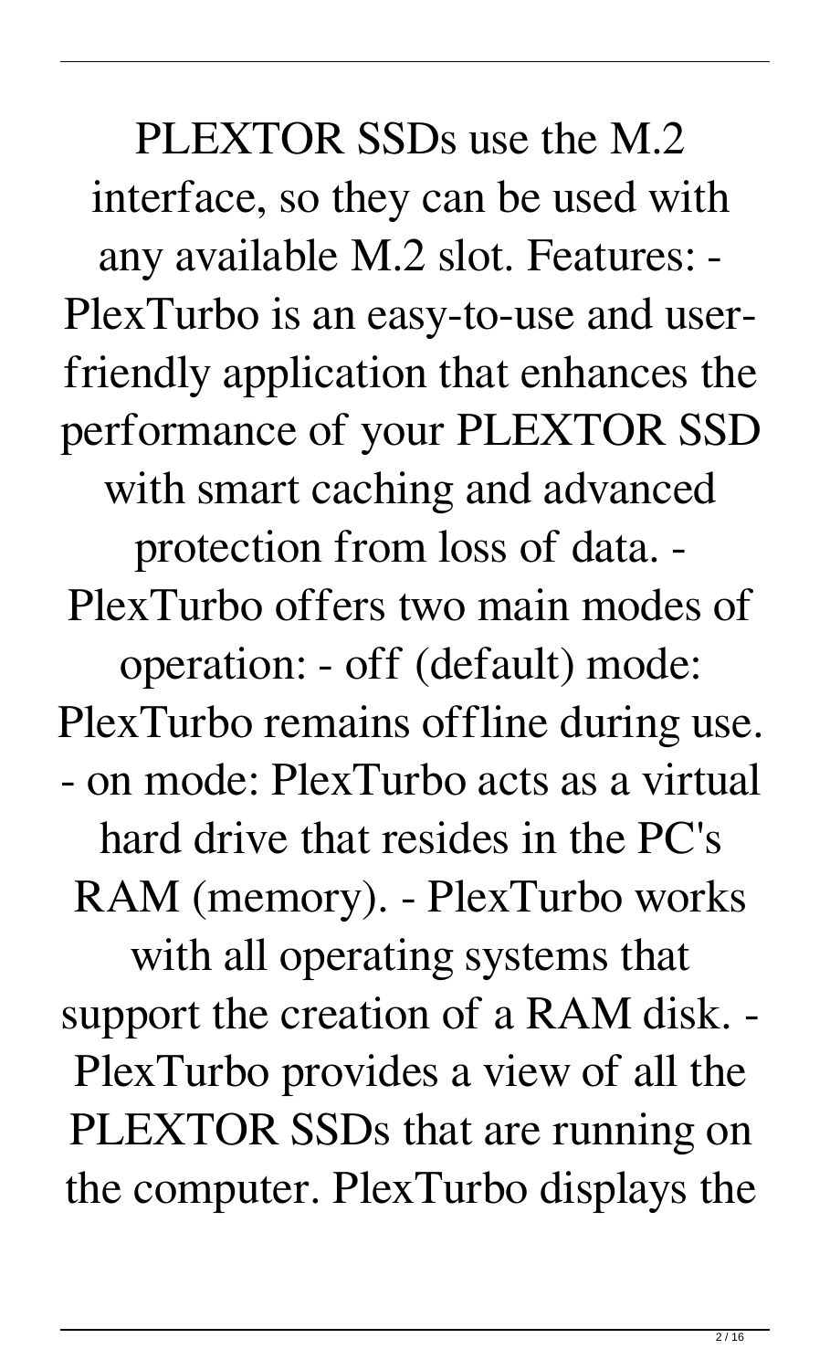PLEXTOR SSDs use the M.2 interface, so they can be used with any available M.2 slot. Features: - PlexTurbo is an easy-to-use and user-friendly application that enhances the performance of your PLEXTOR SSD with smart caching and advanced protection from loss of data. - PlexTurbo offers two main modes of operation: - off (default) mode: PlexTurbo remains offline during use. - on mode: PlexTurbo acts as a virtual hard drive that resides in the PC's RAM (memory). - PlexTurbo works with all operating systems that support the creation of a RAM disk. - PlexTurbo provides a view of all the PLEXTOR SSDs that are running on the computer. PlexTurbo displays the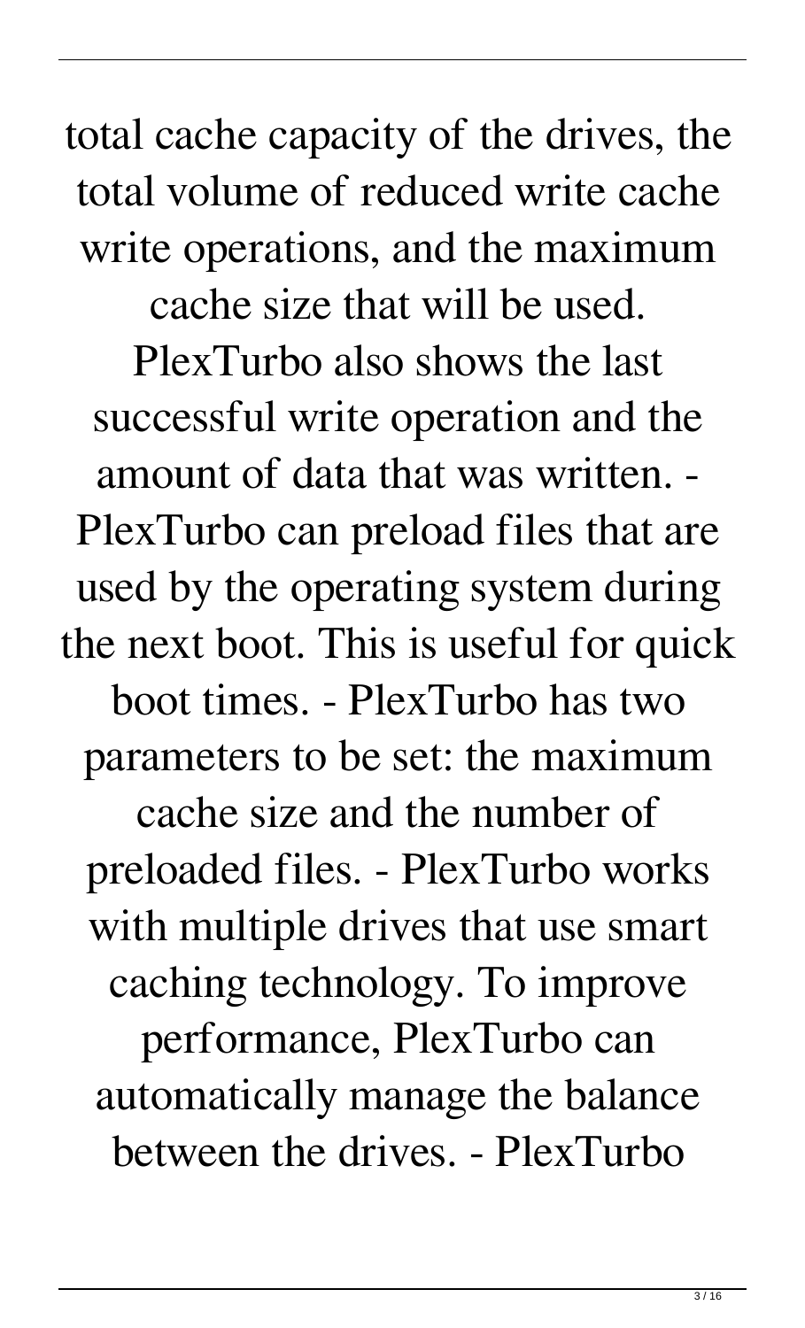total cache capacity of the drives, the total volume of reduced write cache write operations, and the maximum cache size that will be used. PlexTurbo also shows the last successful write operation and the amount of data that was written. - PlexTurbo can preload files that are used by the operating system during the next boot. This is useful for quick boot times. - PlexTurbo has two parameters to be set: the maximum cache size and the number of preloaded files. - PlexTurbo works with multiple drives that use smart caching technology. To improve performance, PlexTurbo can automatically manage the balance between the drives. - PlexTurbo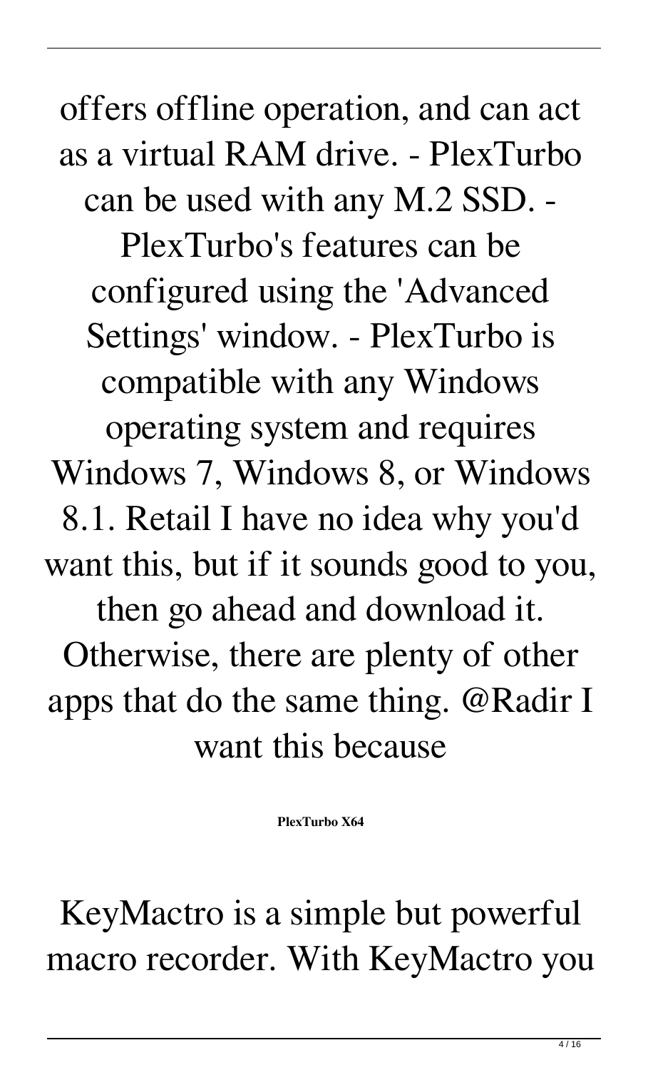offers offline operation, and can act as a virtual RAM drive. - PlexTurbo can be used with any M.2 SSD. - PlexTurbo's features can be configured using the 'Advanced Settings' window. - PlexTurbo is compatible with any Windows operating system and requires Windows 7, Windows 8, or Windows 8.1. Retail I have no idea why you'd want this, but if it sounds good to you, then go ahead and download it. Otherwise, there are plenty of other apps that do the same thing. @Radir I want this because

**PlexTurbo X64**

KeyMactro is a simple but powerful macro recorder. With KeyMactro you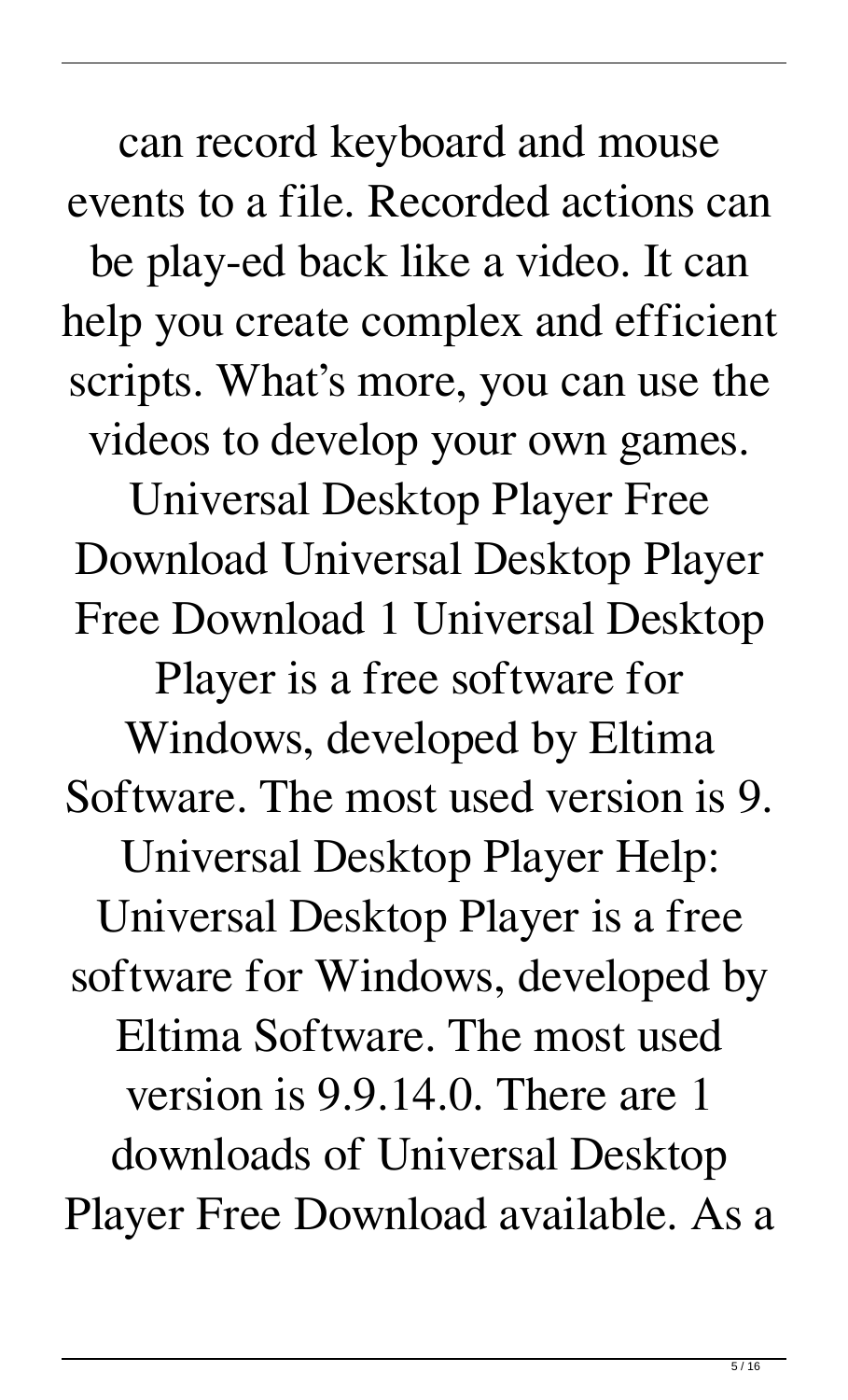can record keyboard and mouse events to a file. Recorded actions can be play-ed back like a video. It can help you create complex and efficient scripts. What's more, you can use the videos to develop your own games. Universal Desktop Player Free Download Universal Desktop Player Free Download 1 Universal Desktop Player is a free software for Windows, developed by Eltima Software. The most used version is 9. Universal Desktop Player Help: Universal Desktop Player is a free software for Windows, developed by Eltima Software. The most used version is 9.9.14.0. There are 1 downloads of Universal Desktop Player Free Download available. As a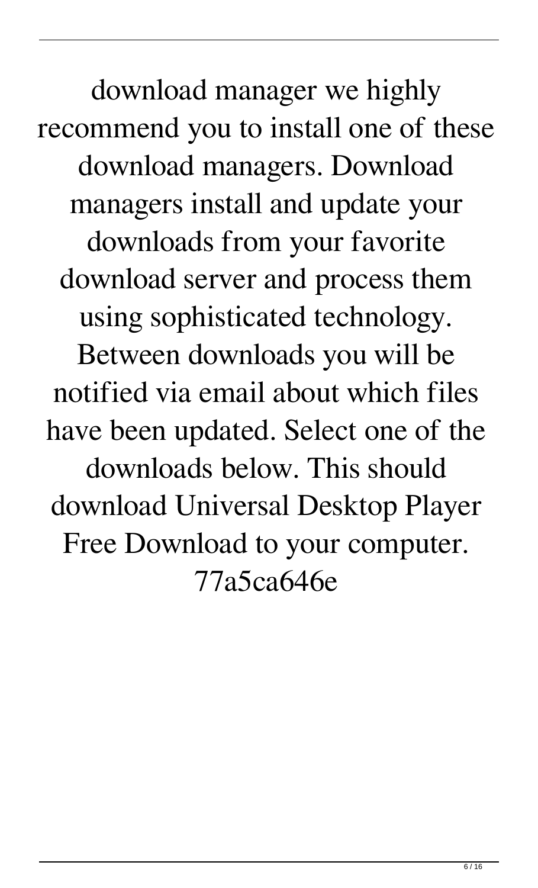download manager we highly recommend you to install one of these download managers. Download managers install and update your downloads from your favorite download server and process them using sophisticated technology. Between downloads you will be notified via email about which files have been updated. Select one of the downloads below. This should download Universal Desktop Player Free Download to your computer. 77a5ca646e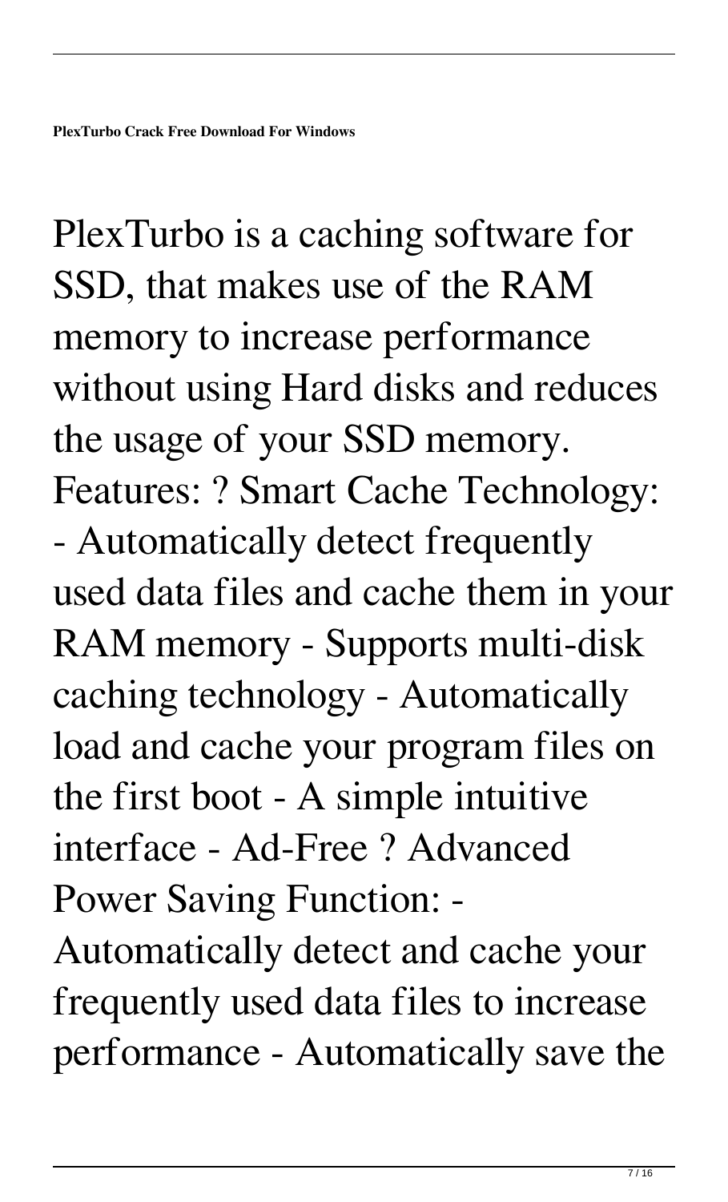PlexTurbo is a caching software for SSD, that makes use of the RAM memory to increase performance without using Hard disks and reduces the usage of your SSD memory. Features: ? Smart Cache Technology: - Automatically detect frequently used data files and cache them in your RAM memory - Supports multi-disk caching technology - Automatically load and cache your program files on the first boot - A simple intuitive interface - Ad-Free ? Advanced Power Saving Function: - Automatically detect and cache your frequently used data files to increase performance - Automatically save the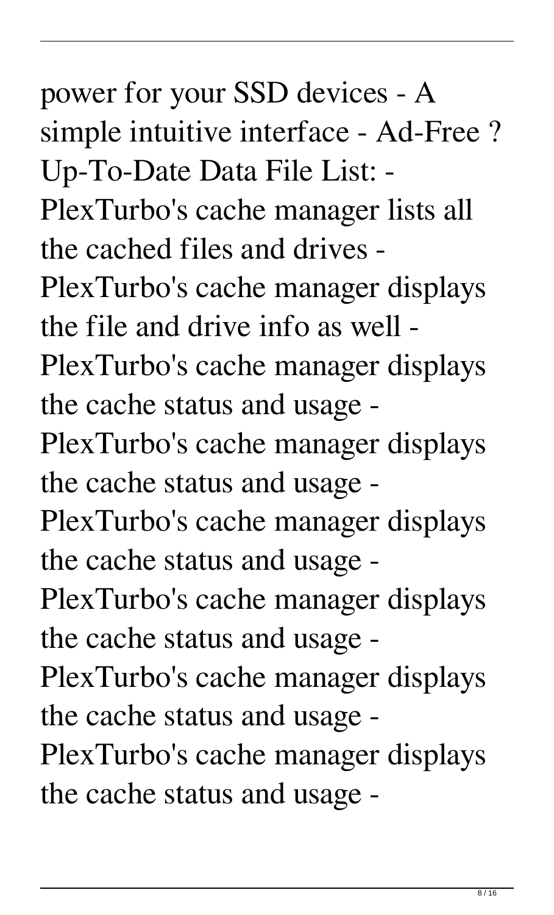power for your SSD devices - A simple intuitive interface - Ad-Free ? Up-To-Date Data File List: - PlexTurbo's cache manager lists all the cached files and drives - PlexTurbo's cache manager displays the file and drive info as well - PlexTurbo's cache manager displays the cache status and usage - PlexTurbo's cache manager displays the cache status and usage - PlexTurbo's cache manager displays the cache status and usage - PlexTurbo's cache manager displays the cache status and usage - PlexTurbo's cache manager displays the cache status and usage - PlexTurbo's cache manager displays the cache status and usage -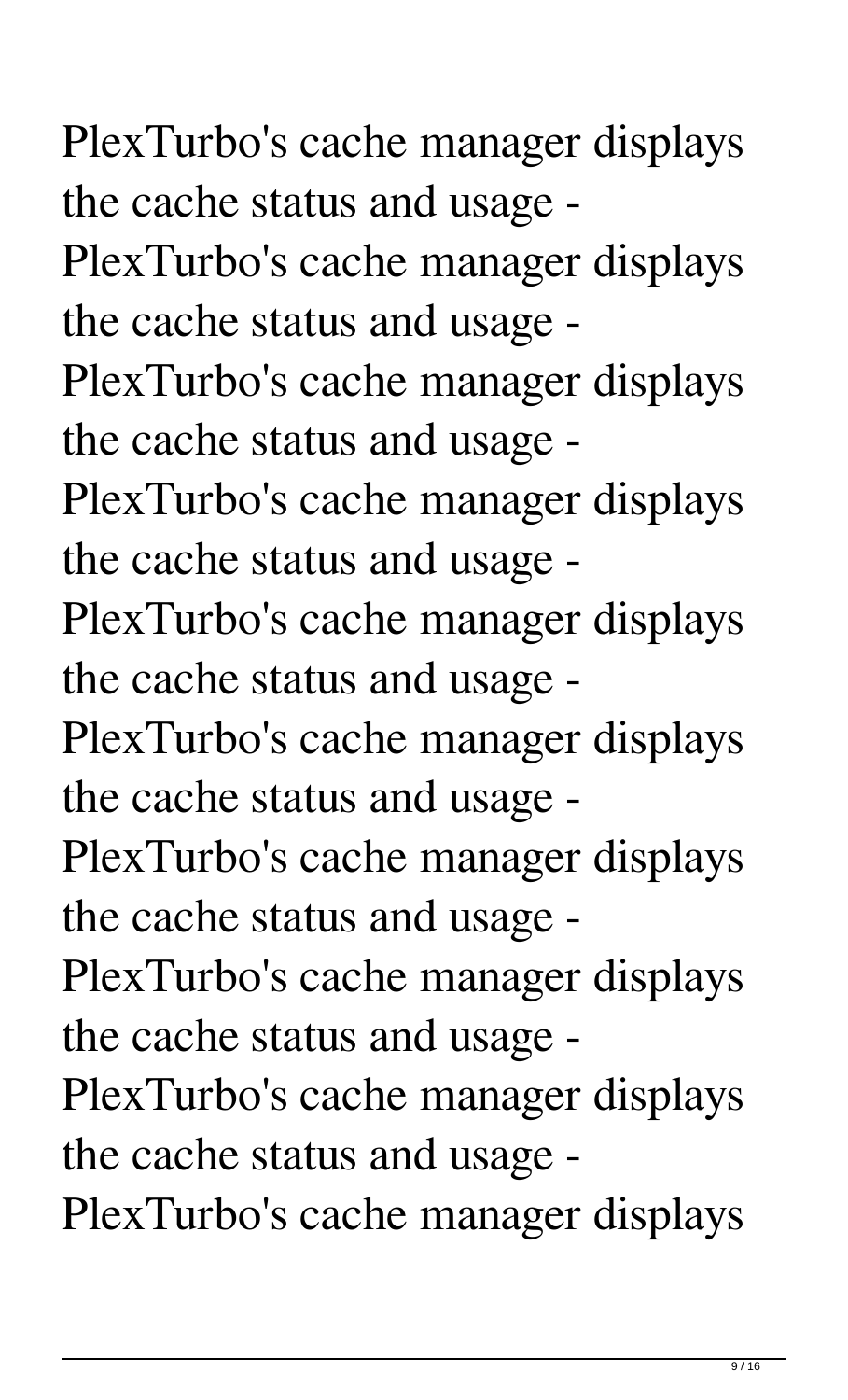PlexTurbo's cache manager displays the cache status and usage - PlexTurbo's cache manager displays the cache status and usage - PlexTurbo's cache manager displays the cache status and usage - PlexTurbo's cache manager displays the cache status and usage - PlexTurbo's cache manager displays the cache status and usage - PlexTurbo's cache manager displays the cache status and usage - PlexTurbo's cache manager displays the cache status and usage - PlexTurbo's cache manager displays the cache status and usage - PlexTurbo's cache manager displays the cache status and usage - PlexTurbo's cache manager displays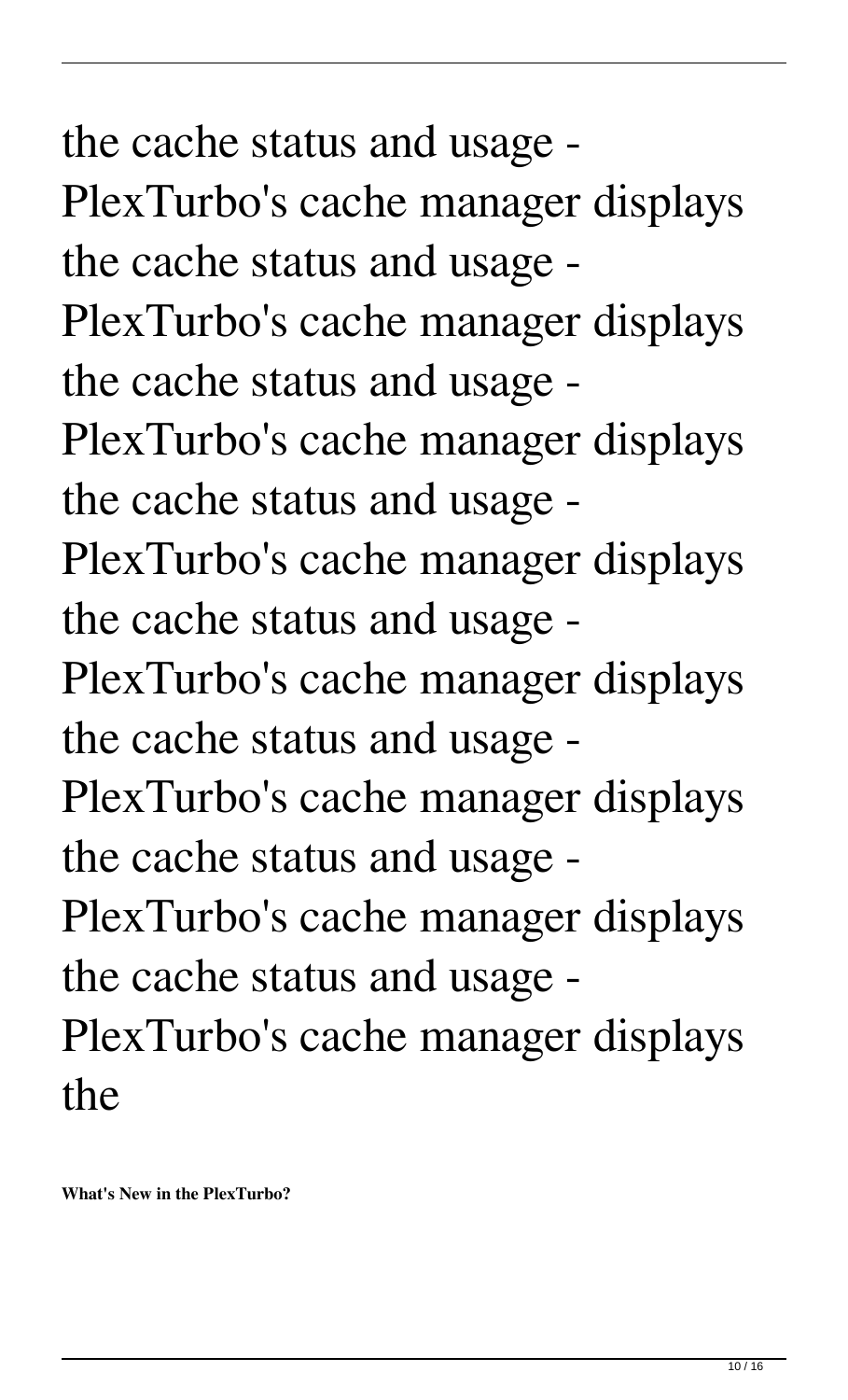the cache status and usage - PlexTurbo's cache manager displays the cache status and usage - PlexTurbo's cache manager displays the cache status and usage - PlexTurbo's cache manager displays the cache status and usage - PlexTurbo's cache manager displays the cache status and usage - PlexTurbo's cache manager displays the cache status and usage - PlexTurbo's cache manager displays the cache status and usage - PlexTurbo's cache manager displays the cache status and usage - PlexTurbo's cache manager displays the

**What's New in the PlexTurbo?**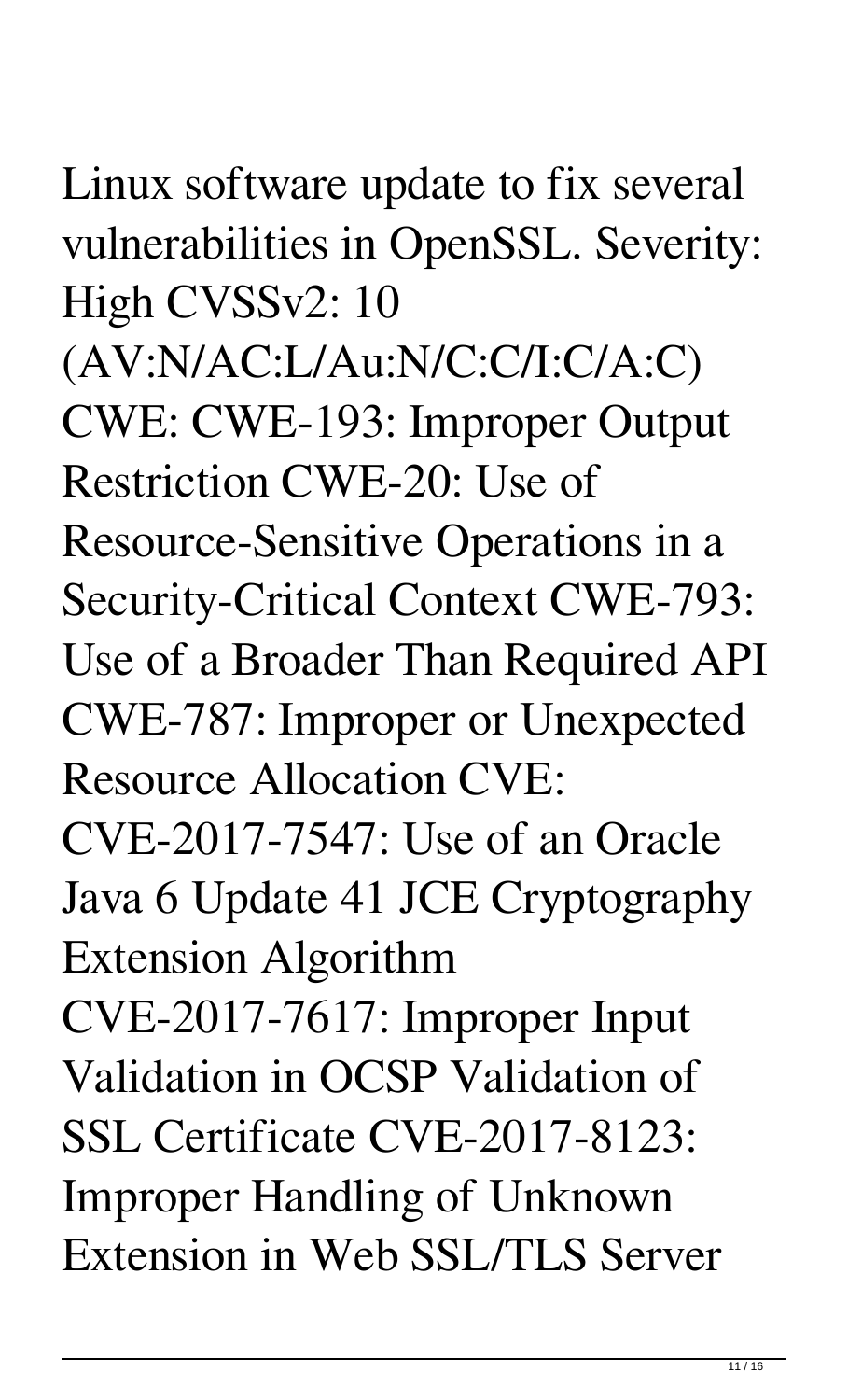Linux software update to fix several vulnerabilities in OpenSSL. Severity: High CVSSv2: 10 (AV:N/AC:L/Au:N/C:C/I:C/A:C) CWE: CWE-193: Improper Output Restriction CWE-20: Use of Resource-Sensitive Operations in a Security-Critical Context CWE-793: Use of a Broader Than Required API CWE-787: Improper or Unexpected Resource Allocation CVE: CVE-2017-7547: Use of an Oracle Java 6 Update 41 JCE Cryptography Extension Algorithm CVE-2017-7617: Improper Input Validation in OCSP Validation of SSL Certificate CVE-2017-8123: Improper Handling of Unknown Extension in Web SSL/TLS Server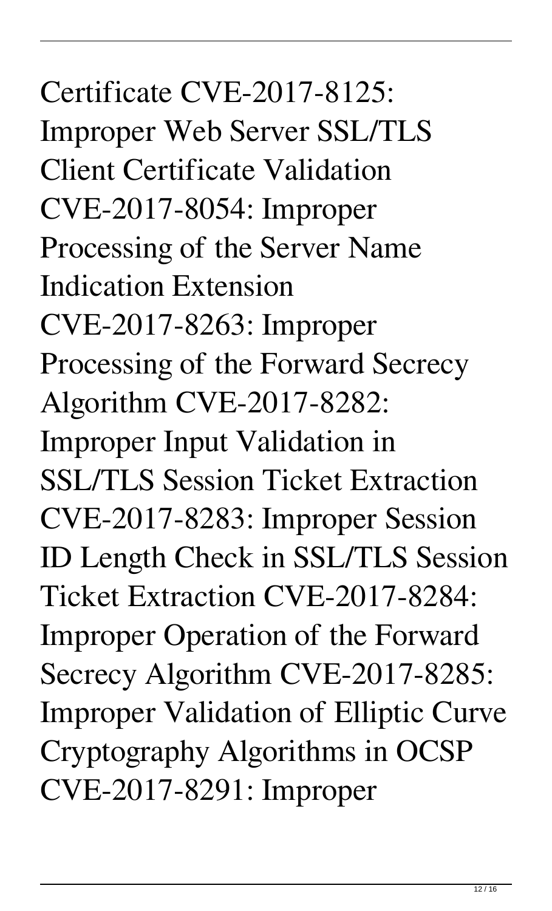Certificate CVE-2017-8125: Improper Web Server SSL/TLS Client Certificate Validation CVE-2017-8054: Improper Processing of the Server Name Indication Extension CVE-2017-8263: Improper Processing of the Forward Secrecy Algorithm CVE-2017-8282: Improper Input Validation in SSL/TLS Session Ticket Extraction CVE-2017-8283: Improper Session ID Length Check in SSL/TLS Session Ticket Extraction CVE-2017-8284: Improper Operation of the Forward Secrecy Algorithm CVE-2017-8285: Improper Validation of Elliptic Curve Cryptography Algorithms in OCSP CVE-2017-8291: Improper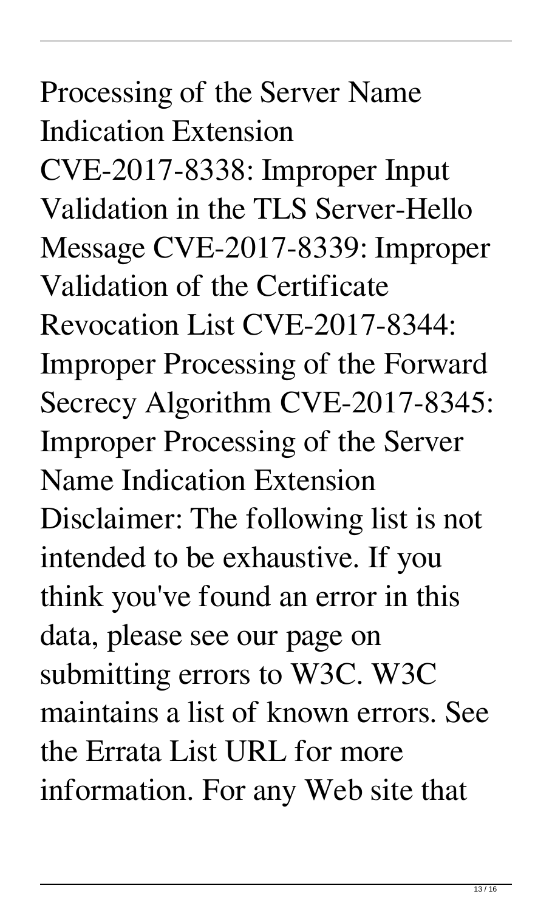Processing of the Server Name Indication Extension CVE-2017-8338: Improper Input Validation in the TLS Server-Hello Message CVE-2017-8339: Improper Validation of the Certificate Revocation List CVE-2017-8344: Improper Processing of the Forward Secrecy Algorithm CVE-2017-8345: Improper Processing of the Server Name Indication Extension Disclaimer: The following list is not intended to be exhaustive. If you think you've found an error in this data, please see our page on submitting errors to W3C. W3C maintains a list of known errors. See the Errata List URL for more information. For any Web site that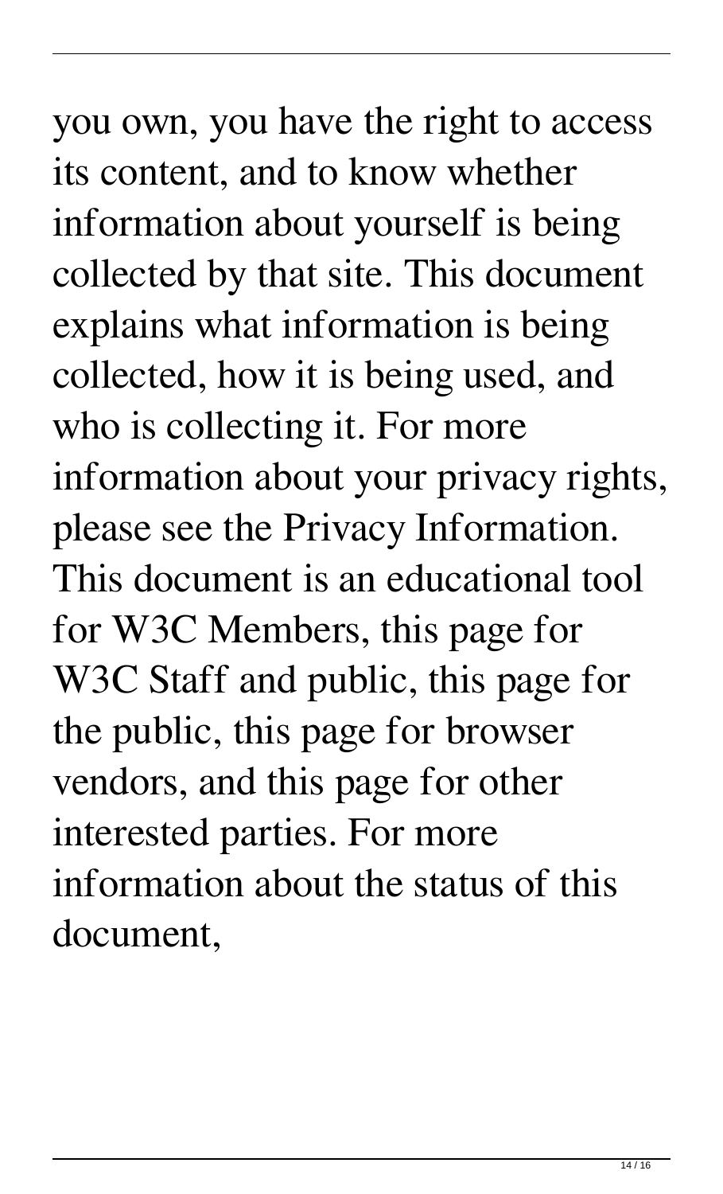you own, you have the right to access its content, and to know whether information about yourself is being collected by that site. This document explains what information is being collected, how it is being used, and who is collecting it. For more information about your privacy rights, please see the Privacy Information. This document is an educational tool for W3C Members, this page for W3C Staff and public, this page for the public, this page for browser vendors, and this page for other interested parties. For more information about the status of this document,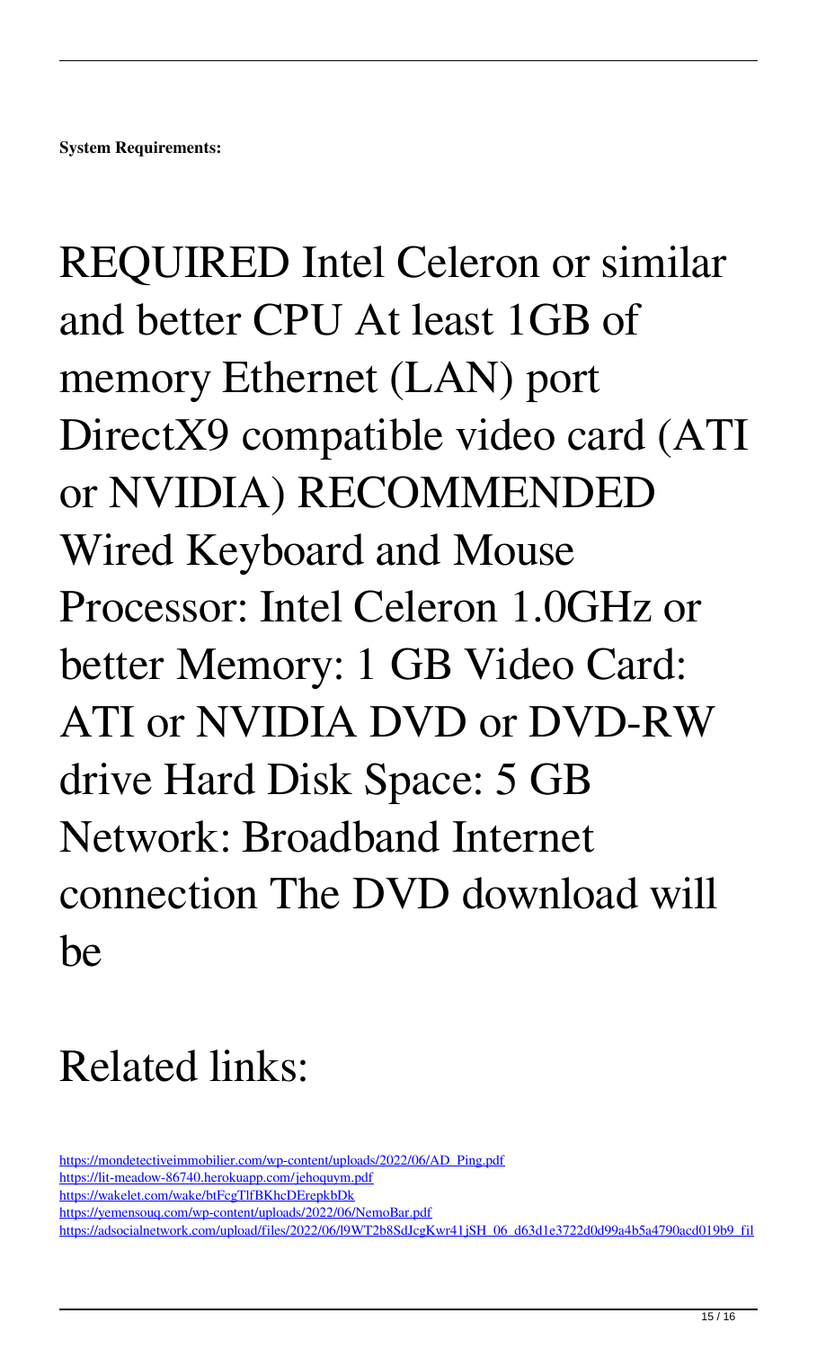**System Requirements:**

REQUIRED Intel Celeron or similar and better CPU At least 1GB of memory Ethernet (LAN) port DirectX9 compatible video card (ATI or NVIDIA) RECOMMENDED Wired Keyboard and Mouse Processor: Intel Celeron 1.0GHz or better Memory: 1 GB Video Card: ATI or NVIDIA DVD or DVD-RW drive Hard Disk Space: 5 GB Network: Broadband Internet connection The DVD download will be

## Related links:

https://mondetectiveimmobilier.com/wp-content/uploads/2022/06/AD_Ping.pdf
https://lit-meadow-86740.herokuapp.com/jehoquym.pdf
https://wakelet.com/wake/btFcgTlfBKhcDErepkbDk
https://yemensouq.com/wp-content/uploads/2022/06/NemoBar.pdf
https://adsocialnetwork.com/upload/files/2022/06/l9WT2b8SdJcgKwr41jSH_06_d63d1e3722d0d99a4b5a4790acd019b9_fil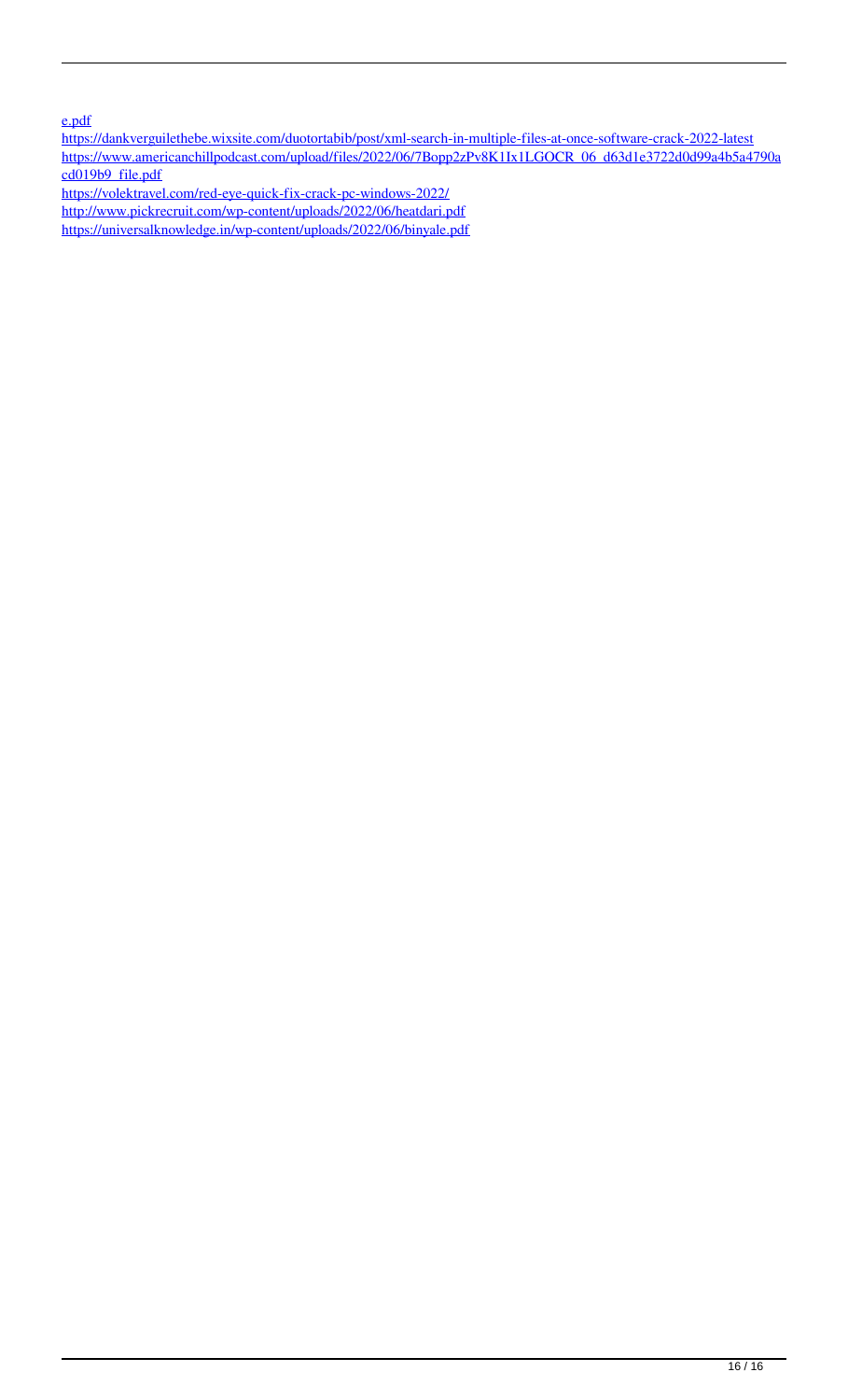e.pdf

https://dankverguilethebe.wixsite.com/duotortabib/post/xml-search-in-multiple-files-at-once-software-crack-2022-latest

https://www.americanchillpodcast.com/upload/files/2022/06/7Bopp2zPv8K1Ix1LGOCR_06_d63d1e3722d0d99a4b5a4790acd019b9_file.pdf

https://volektravel.com/red-eye-quick-fix-crack-pc-windows-2022/

http://www.pickrecruit.com/wp-content/uploads/2022/06/heatdari.pdf

https://universalknowledge.in/wp-content/uploads/2022/06/binyale.pdf